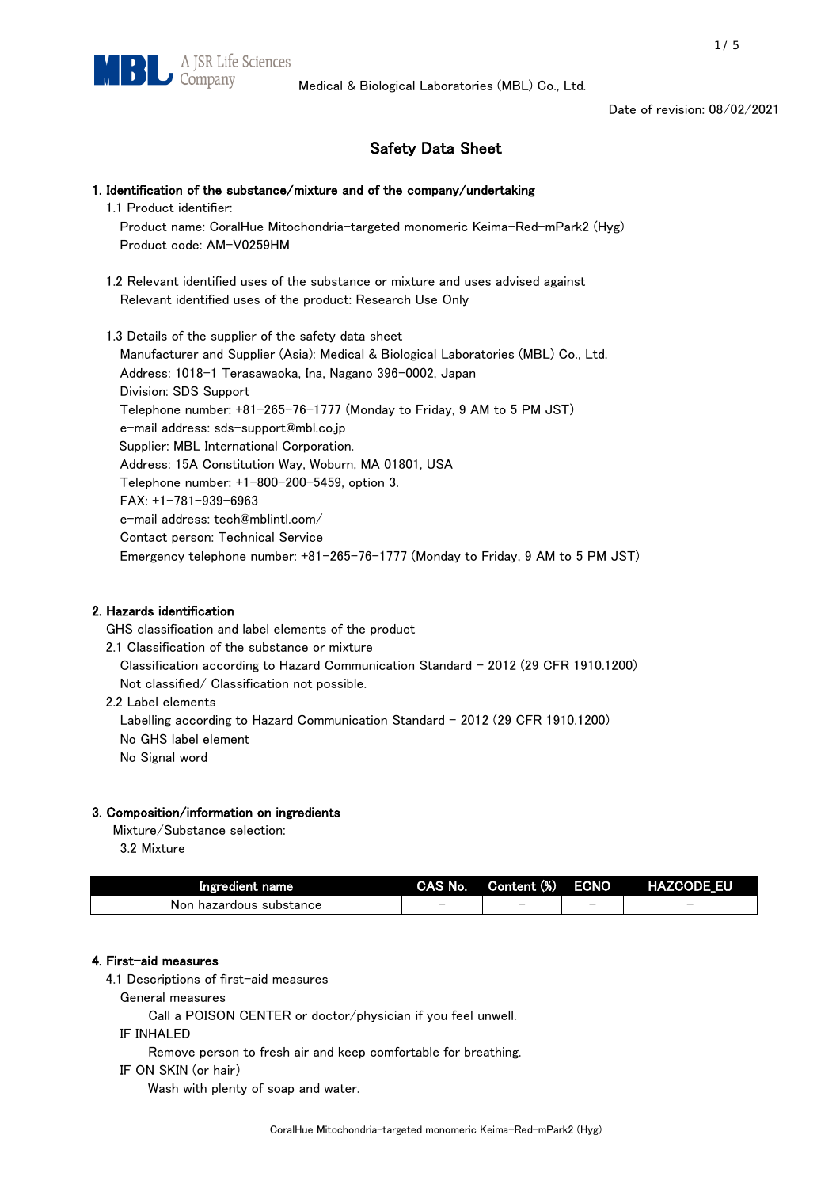Medical & Biological Laboratories (MBL) Co., Ltd.

Date of revision: 08/02/2021

# Safety Data Sheet

## 1. Identification of the substance/mixture and of the company/undertaking

1.1 Product identifier:

Product name: CoralHue Mitochondria-targeted monomeric Keima-Red-mPark2 (Hyg)
Product code: AM-V0259HM

1.2 Relevant identified uses of the substance or mixture and uses advised against

Relevant identified uses of the product: Research Use Only

1.3 Details of the supplier of the safety data sheet

Manufacturer and Supplier (Asia): Medical & Biological Laboratories (MBL) Co., Ltd.
Address: 1018-1 Terasawaoka, Ina, Nagano 396-0002, Japan
Division: SDS Support
Telephone number: +81-265-76-1777 (Monday to Friday, 9 AM to 5 PM JST)
e-mail address: sds-support@mbl.co.jp
Supplier: MBL International Corporation.
Address: 15A Constitution Way, Woburn, MA 01801, USA
Telephone number: +1-800-200-5459, option 3.
FAX: +1-781-939-6963
e-mail address: tech@mblintl.com/
Contact person: Technical Service
Emergency telephone number: +81-265-76-1777 (Monday to Friday, 9 AM to 5 PM JST)

## 2. Hazards identification

GHS classification and label elements of the product

2.1 Classification of the substance or mixture

Classification according to Hazard Communication Standard – 2012 (29 CFR 1910.1200)
Not classified/ Classification not possible.

2.2 Label elements

Labelling according to Hazard Communication Standard – 2012 (29 CFR 1910.1200)
No GHS label element
No Signal word

## 3. Composition/information on ingredients

Mixture/Substance selection:

3.2 Mixture

| Ingredient name | CAS No. | Content (%) | ECNO | HAZCODE_EU |
|---|---|---|---|---|
| Non hazardous substance | – | – | – | – |

## 4. First-aid measures

4.1 Descriptions of first-aid measures

General measures

Call a POISON CENTER or doctor/physician if you feel unwell.

IF INHALED

Remove person to fresh air and keep comfortable for breathing.

IF ON SKIN (or hair)

Wash with plenty of soap and water.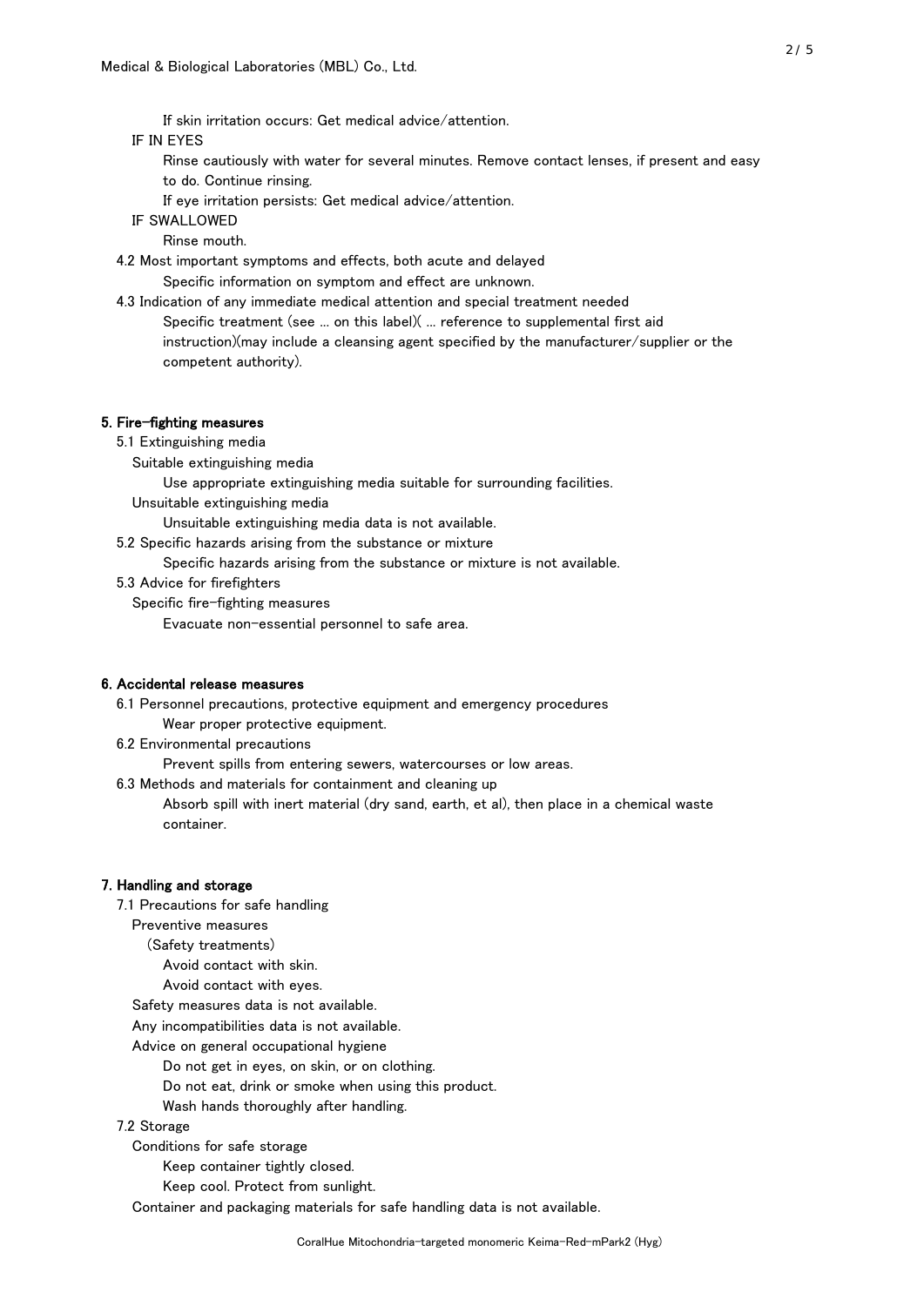If skin irritation occurs: Get medical advice/attention.

IF IN EYES

Rinse cautiously with water for several minutes. Remove contact lenses, if present and easy to do. Continue rinsing.

If eye irritation persists: Get medical advice/attention.

IF SWALLOWED

Rinse mouth.

4.2 Most important symptoms and effects, both acute and delayed

Specific information on symptom and effect are unknown.

4.3 Indication of any immediate medical attention and special treatment needed

Specific treatment (see ... on this label)( ... reference to supplemental first aid instruction)(may include a cleansing agent specified by the manufacturer/supplier or the competent authority).

## 5. Fire-fighting measures

5.1 Extinguishing media

Suitable extinguishing media

Use appropriate extinguishing media suitable for surrounding facilities.

Unsuitable extinguishing media

Unsuitable extinguishing media data is not available.

5.2 Specific hazards arising from the substance or mixture

Specific hazards arising from the substance or mixture is not available.

5.3 Advice for firefighters

Specific fire-fighting measures

Evacuate non-essential personnel to safe area.

## 6. Accidental release measures

6.1 Personnel precautions, protective equipment and emergency procedures

Wear proper protective equipment.

6.2 Environmental precautions

Prevent spills from entering sewers, watercourses or low areas.

6.3 Methods and materials for containment and cleaning up

Absorb spill with inert material (dry sand, earth, et al), then place in a chemical waste container.

## 7. Handling and storage

7.1 Precautions for safe handling

Preventive measures

(Safety treatments)

Avoid contact with skin.

Avoid contact with eyes.

Safety measures data is not available.

Any incompatibilities data is not available.

Advice on general occupational hygiene

Do not get in eyes, on skin, or on clothing.

Do not eat, drink or smoke when using this product.

Wash hands thoroughly after handling.

7.2 Storage

Conditions for safe storage

Keep container tightly closed.

Keep cool. Protect from sunlight.

Container and packaging materials for safe handling data is not available.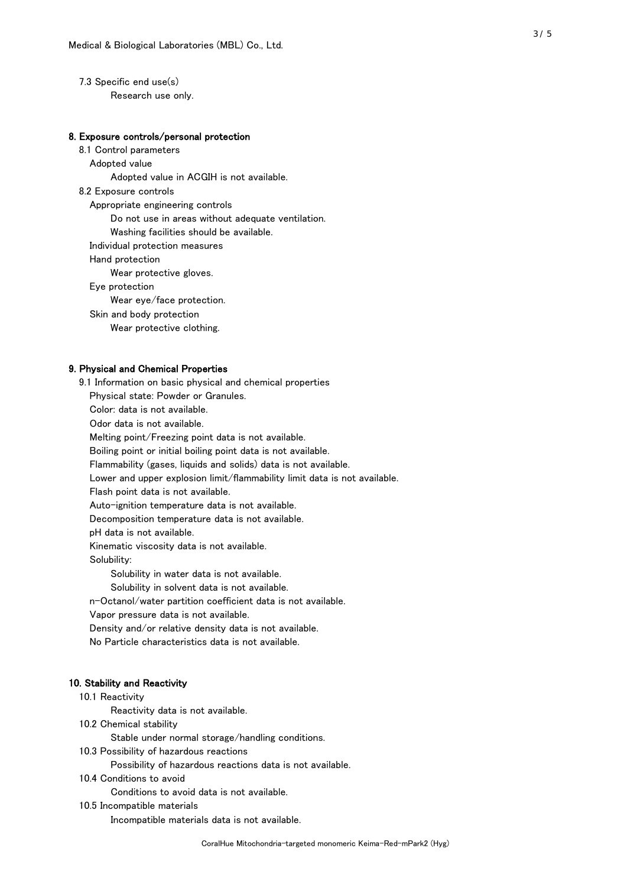7.3 Specific end use(s)

Research use only.

## 8. Exposure controls/personal protection

8.1 Control parameters

Adopted value

Adopted value in ACGIH is not available.

8.2 Exposure controls

Appropriate engineering controls

Do not use in areas without adequate ventilation.

Washing facilities should be available.

Individual protection measures

Hand protection

Wear protective gloves.

Eye protection

Wear eye/face protection.

Skin and body protection

Wear protective clothing.

## 9. Physical and Chemical Properties

9.1 Information on basic physical and chemical properties

Physical state: Powder or Granules.

Color: data is not available.

Odor data is not available.

Melting point/Freezing point data is not available.

Boiling point or initial boiling point data is not available.

Flammability (gases, liquids and solids) data is not available.

Lower and upper explosion limit/flammability limit data is not available.

Flash point data is not available.

Auto-ignition temperature data is not available.

Decomposition temperature data is not available.

pH data is not available.

Kinematic viscosity data is not available.

Solubility:

Solubility in water data is not available.

Solubility in solvent data is not available.

n-Octanol/water partition coefficient data is not available.

Vapor pressure data is not available.

Density and/or relative density data is not available.

No Particle characteristics data is not available.

## 10. Stability and Reactivity

10.1 Reactivity

Reactivity data is not available.

10.2 Chemical stability

Stable under normal storage/handling conditions.

10.3 Possibility of hazardous reactions

Possibility of hazardous reactions data is not available.

10.4 Conditions to avoid

Conditions to avoid data is not available.

10.5 Incompatible materials

Incompatible materials data is not available.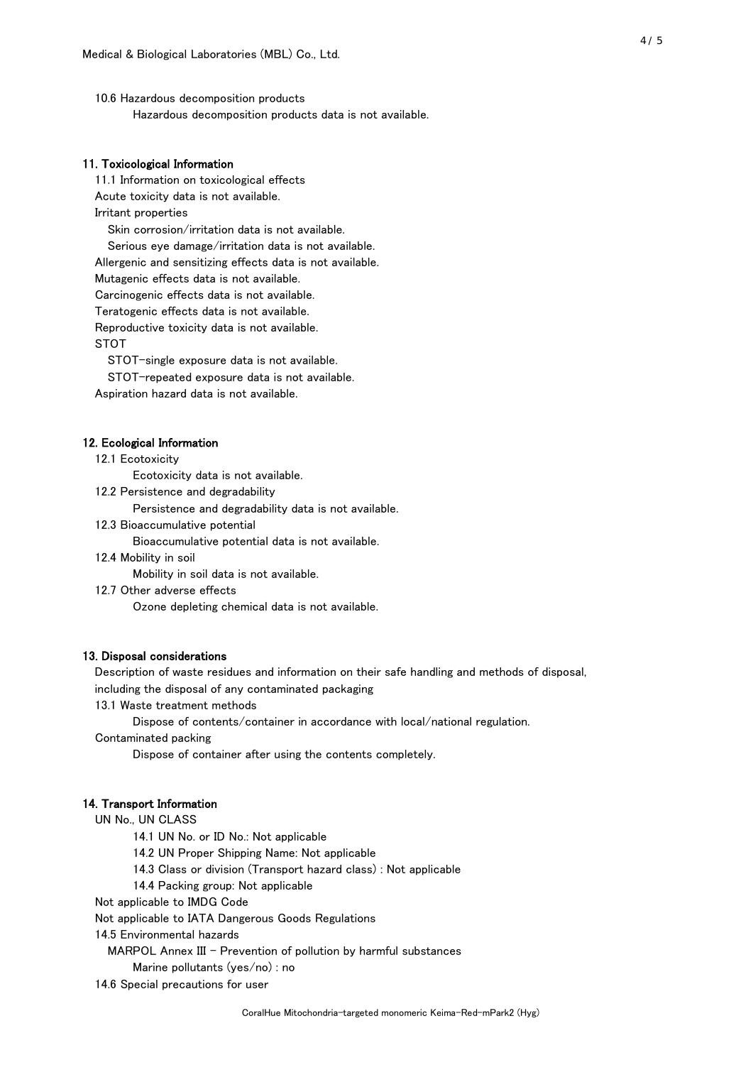10.6 Hazardous decomposition products

Hazardous decomposition products data is not available.

## 11. Toxicological Information

11.1 Information on toxicological effects

Acute toxicity data is not available.

Irritant properties

Skin corrosion/irritation data is not available.

Serious eye damage/irritation data is not available.

Allergenic and sensitizing effects data is not available.

Mutagenic effects data is not available.

Carcinogenic effects data is not available.

Teratogenic effects data is not available.

Reproductive toxicity data is not available.

STOT

STOT-single exposure data is not available.

STOT-repeated exposure data is not available.

Aspiration hazard data is not available.

## 12. Ecological Information

12.1 Ecotoxicity

Ecotoxicity data is not available.

12.2 Persistence and degradability

Persistence and degradability data is not available.

12.3 Bioaccumulative potential

Bioaccumulative potential data is not available.

12.4 Mobility in soil

Mobility in soil data is not available.

12.7 Other adverse effects

Ozone depleting chemical data is not available.

## 13. Disposal considerations

Description of waste residues and information on their safe handling and methods of disposal, including the disposal of any contaminated packaging

13.1 Waste treatment methods

Dispose of contents/container in accordance with local/national regulation.

Contaminated packing

Dispose of container after using the contents completely.

## 14. Transport Information

UN No., UN CLASS

14.1 UN No. or ID No.: Not applicable

14.2 UN Proper Shipping Name: Not applicable

14.3 Class or division (Transport hazard class) : Not applicable

14.4 Packing group: Not applicable

Not applicable to IMDG Code

Not applicable to IATA Dangerous Goods Regulations

14.5 Environmental hazards

MARPOL Annex III - Prevention of pollution by harmful substances

Marine pollutants (yes/no) : no

14.6 Special precautions for user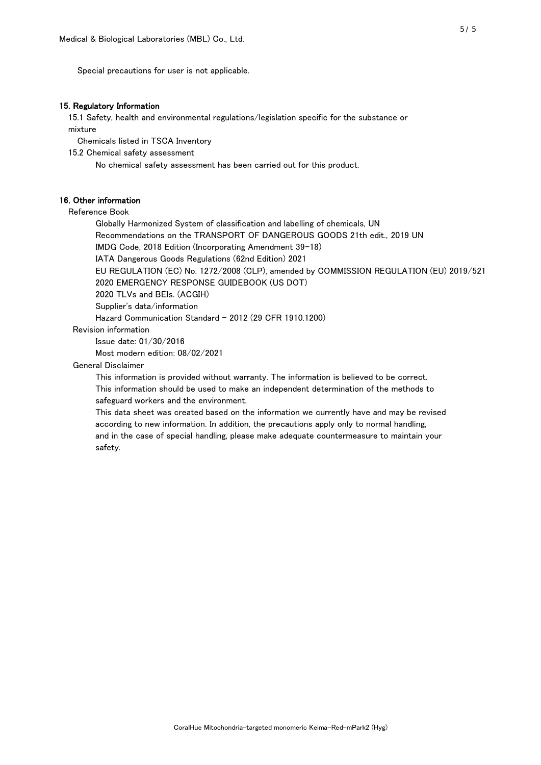Special precautions for user is not applicable.

## 15. Regulatory Information

15.1 Safety, health and environmental regulations/legislation specific for the substance or mixture

Chemicals listed in TSCA Inventory

15.2 Chemical safety assessment

No chemical safety assessment has been carried out for this product.

## 16. Other information

Reference Book

Globally Harmonized System of classification and labelling of chemicals, UN
Recommendations on the TRANSPORT OF DANGEROUS GOODS 21th edit., 2019 UN
IMDG Code, 2018 Edition (Incorporating Amendment 39-18)
IATA Dangerous Goods Regulations (62nd Edition) 2021
EU REGULATION (EC) No. 1272/2008 (CLP), amended by COMMISSION REGULATION (EU) 2019/521
2020 EMERGENCY RESPONSE GUIDEBOOK (US DOT)
2020 TLVs and BEIs. (ACGIH)
Supplier's data/information
Hazard Communication Standard - 2012 (29 CFR 1910.1200)

Revision information

Issue date: 01/30/2016
Most modern edition: 08/02/2021

General Disclaimer

This information is provided without warranty. The information is believed to be correct. This information should be used to make an independent determination of the methods to safeguard workers and the environment.

This data sheet was created based on the information we currently have and may be revised according to new information. In addition, the precautions apply only to normal handling, and in the case of special handling, please make adequate countermeasure to maintain your safety.